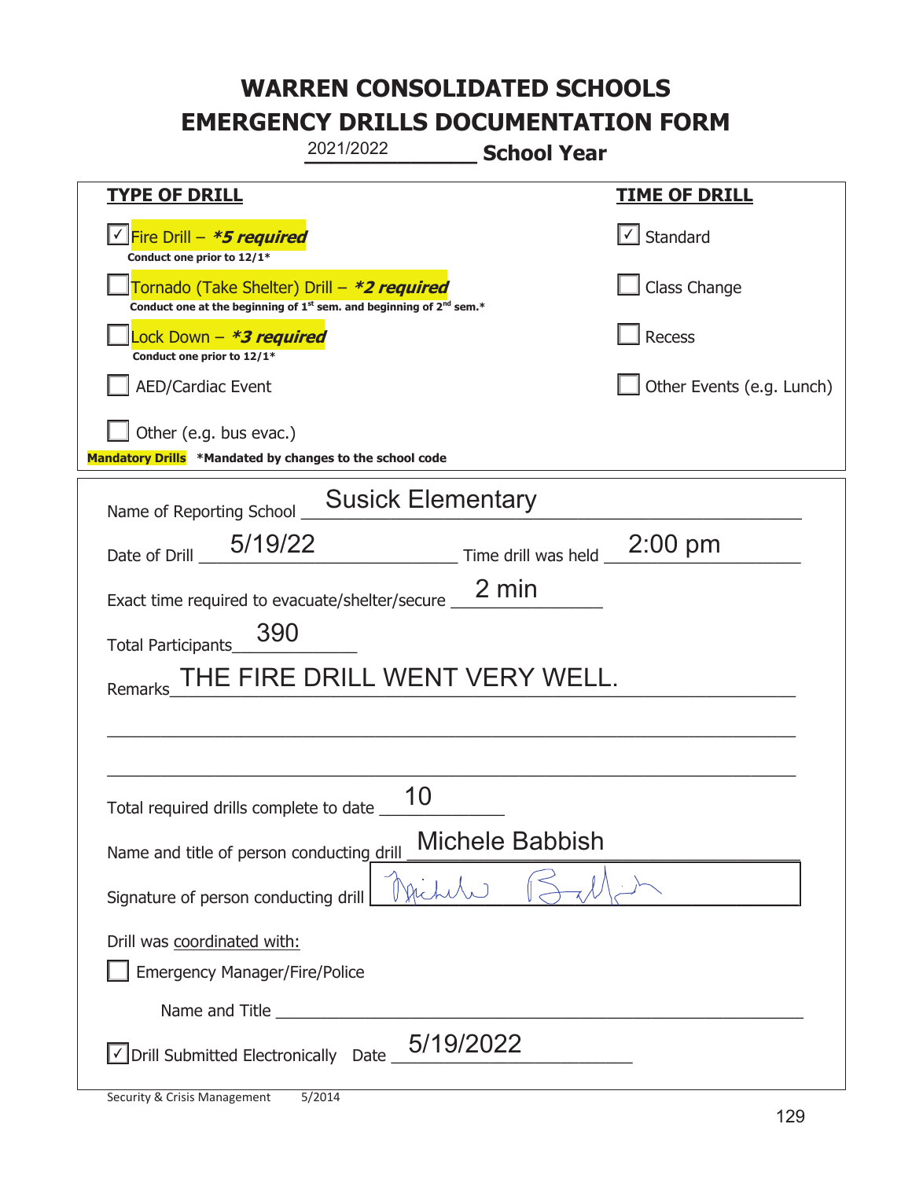# WARREN CONSOLIDATED SCHOOLS
# EMERGENCY DRILLS DOCUMENTATION FORM

2021/2022 **School Year**

| **TYPE OF DRILL** | **TIME OF DRILL** |
|---|---|
| ☑ Fire Drill – ***5 required*** Conduct one prior to 12/1* | ☑ Standard |
| ☐ Tornado (Take Shelter) Drill – ***2 required*** Conduct one at the beginning of 1st sem. and beginning of 2nd sem.* | ☐ Class Change |
| ☐ Lock Down – ***3 required*** Conduct one prior to 12/1* | ☐ Recess |
| ☐ AED/Cardiac Event | ☐ Other Events (e.g. Lunch) |
| ☐ Other (e.g. bus evac.) | |

**Mandatory Drills** ***Mandated by changes to the school code**

Name of Reporting School: Susick Elementary

Date of Drill: 5/19/22 Time drill was held: 2:00 pm

Exact time required to evacuate/shelter/secure: 2 min

Total Participants: 390

Remarks: THE FIRE DRILL WENT VERY WELL.

Total required drills complete to date: 10

Name and title of person conducting drill: Michele Babbish

Signature of person conducting drill: Michele Babbish

Drill was coordinated with:

☐ Emergency Manager/Fire/Police

Name and Title ______________________

☑ Drill Submitted Electronically Date: 5/19/2022

Security & Crisis Management 5/2014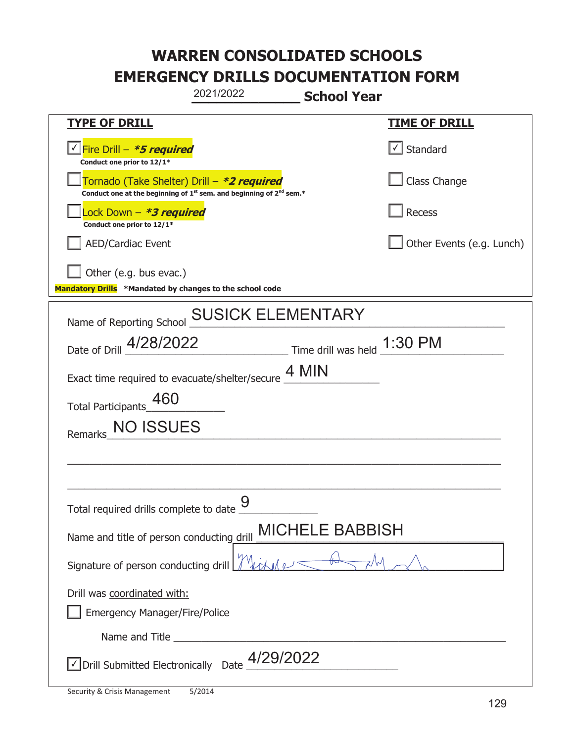# WARREN CONSOLIDATED SCHOOLS
# EMERGENCY DRILLS DOCUMENTATION FORM

2021/2022 **School Year**

| **TYPE OF DRILL** | **TIME OF DRILL** |
|---|---|
| ☑ Fire Drill – ***5 required*** <br> **Conduct one prior to 12/1*** | ☑ Standard |
| ☐ Tornado (Take Shelter) Drill – ***2 required*** <br> **Conduct one at the beginning of 1st sem. and beginning of 2nd sem.*** | ☐ Class Change |
| ☐ Lock Down – ***3 required*** <br> **Conduct one prior to 12/1*** | ☐ Recess |
| ☐ AED/Cardiac Event | ☐ Other Events (e.g. Lunch) |
| ☐ Other (e.g. bus evac.) | |

**Mandatory Drills** **\*Mandated by changes to the school code**

Name of Reporting School SUSICK ELEMENTARY

Date of Drill 4/28/2022 Time drill was held 1:30 PM

Exact time required to evacuate/shelter/secure 4 MIN

Total Participants 460

Remarks NO ISSUES

Total required drills complete to date 9

Name and title of person conducting drill MICHELE BABBISH

Signature of person conducting drill [signature]

Drill was coordinated with:

☐ Emergency Manager/Fire/Police

Name and Title ______

☑ Drill Submitted Electronically Date 4/29/2022

Security & Crisis Management 5/2014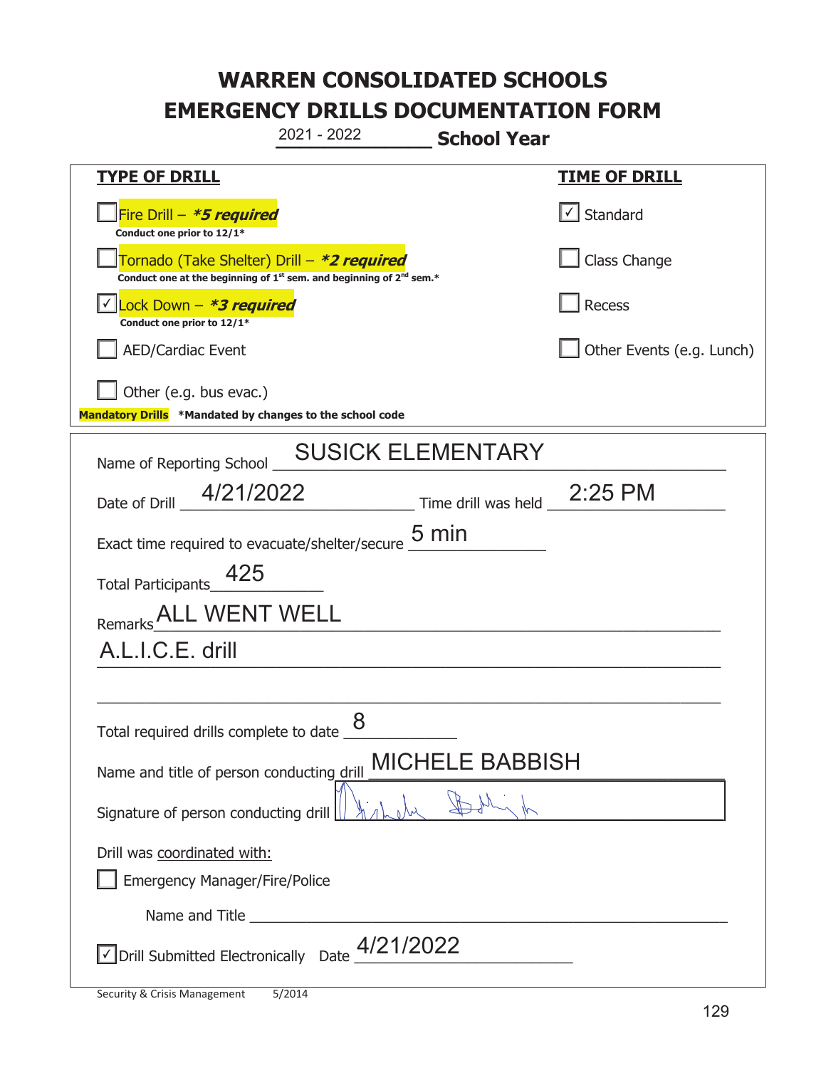# WARREN CONSOLIDATED SCHOOLS
# EMERGENCY DRILLS DOCUMENTATION FORM

2021 - 2022 **School Year**

| **TYPE OF DRILL** | **TIME OF DRILL** |
|---|---|
| ☐ Fire Drill – ***5 required*** <br> **Conduct one prior to 12/1*** | ☑ Standard |
| ☐ Tornado (Take Shelter) Drill – ***2 required*** <br> **Conduct one at the beginning of 1st sem. and beginning of 2nd sem.*** | ☐ Class Change |
| ☑ Lock Down – ***3 required*** <br> **Conduct one prior to 12/1*** | ☐ Recess |
| ☐ AED/Cardiac Event | ☐ Other Events (e.g. Lunch) |
| ☐ Other (e.g. bus evac.) | |

**Mandatory Drills** ***Mandated by changes to the school code**

Name of Reporting School: SUSICK ELEMENTARY

Date of Drill: 4/21/2022 Time drill was held: 2:25 PM

Exact time required to evacuate/shelter/secure: 5 min

Total Participants: 425

Remarks: ALL WENT WELL

A.L.I.C.E. drill

Total required drills complete to date: 8

Name and title of person conducting drill: MICHELE BABBISH

Signature of person conducting drill: [signature]

Drill was coordinated with:

☐ Emergency Manager/Fire/Police

Name and Title: ______

☑ Drill Submitted Electronically Date: 4/21/2022

Security & Crisis Management 5/2014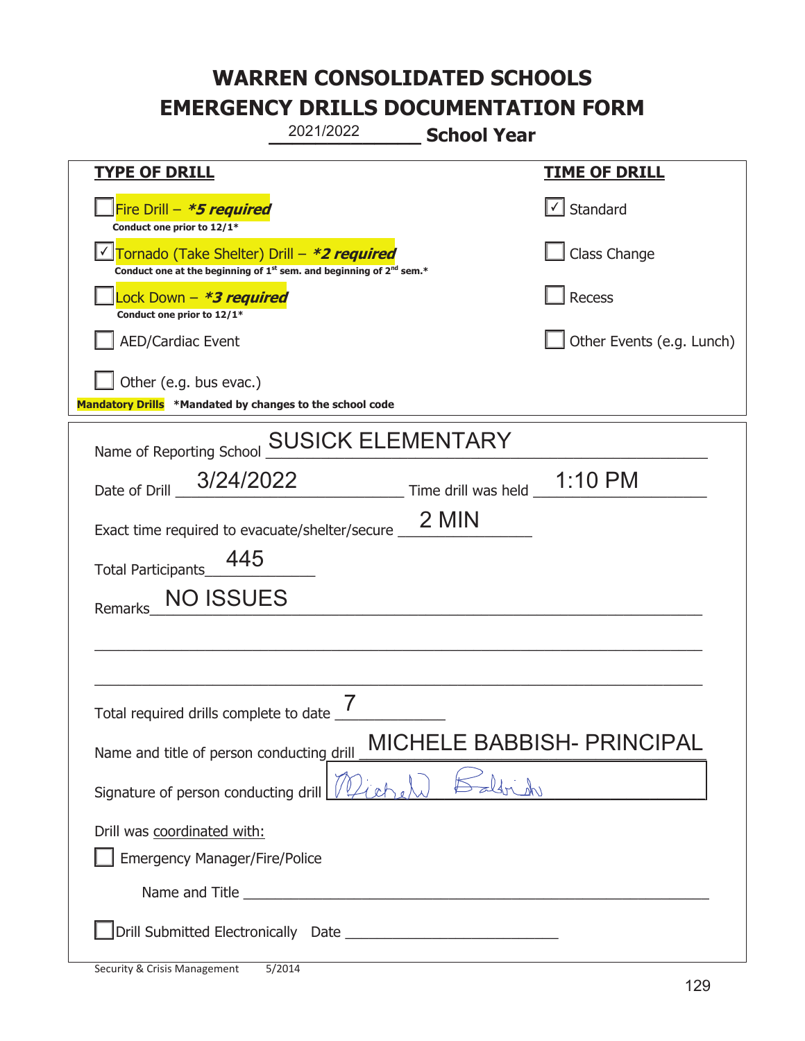# WARREN CONSOLIDATED SCHOOLS
# EMERGENCY DRILLS DOCUMENTATION FORM

2021/2022 **School Year**

| **TYPE OF DRILL** | **TIME OF DRILL** |
|---|---|
| ☐ Fire Drill – ***5 required*** <br> **Conduct one prior to 12/1*** | ☑ Standard |
| ☑ Tornado (Take Shelter) Drill – ***2 required*** <br> **Conduct one at the beginning of 1st sem. and beginning of 2nd sem.*** | ☐ Class Change |
| ☐ Lock Down – ***3 required*** <br> **Conduct one prior to 12/1*** | ☐ Recess |
| ☐ AED/Cardiac Event | ☐ Other Events (e.g. Lunch) |
| ☐ Other (e.g. bus evac.) | |

**Mandatory Drills** ***Mandated by changes to the school code**

Name of Reporting School: SUSICK ELEMENTARY

Date of Drill: 3/24/2022 Time drill was held: 1:10 PM

Exact time required to evacuate/shelter/secure: 2 MIN

Total Participants: 445

Remarks: NO ISSUES

Total required drills complete to date: 7

Name and title of person conducting drill: MICHELE BABBISH- PRINCIPAL

Signature of person conducting drill: Michele Babbish

Drill was coordinated with:

☐ Emergency Manager/Fire/Police

Name and Title: ______________________

☐ Drill Submitted Electronically Date: ______________________

Security & Crisis Management 5/2014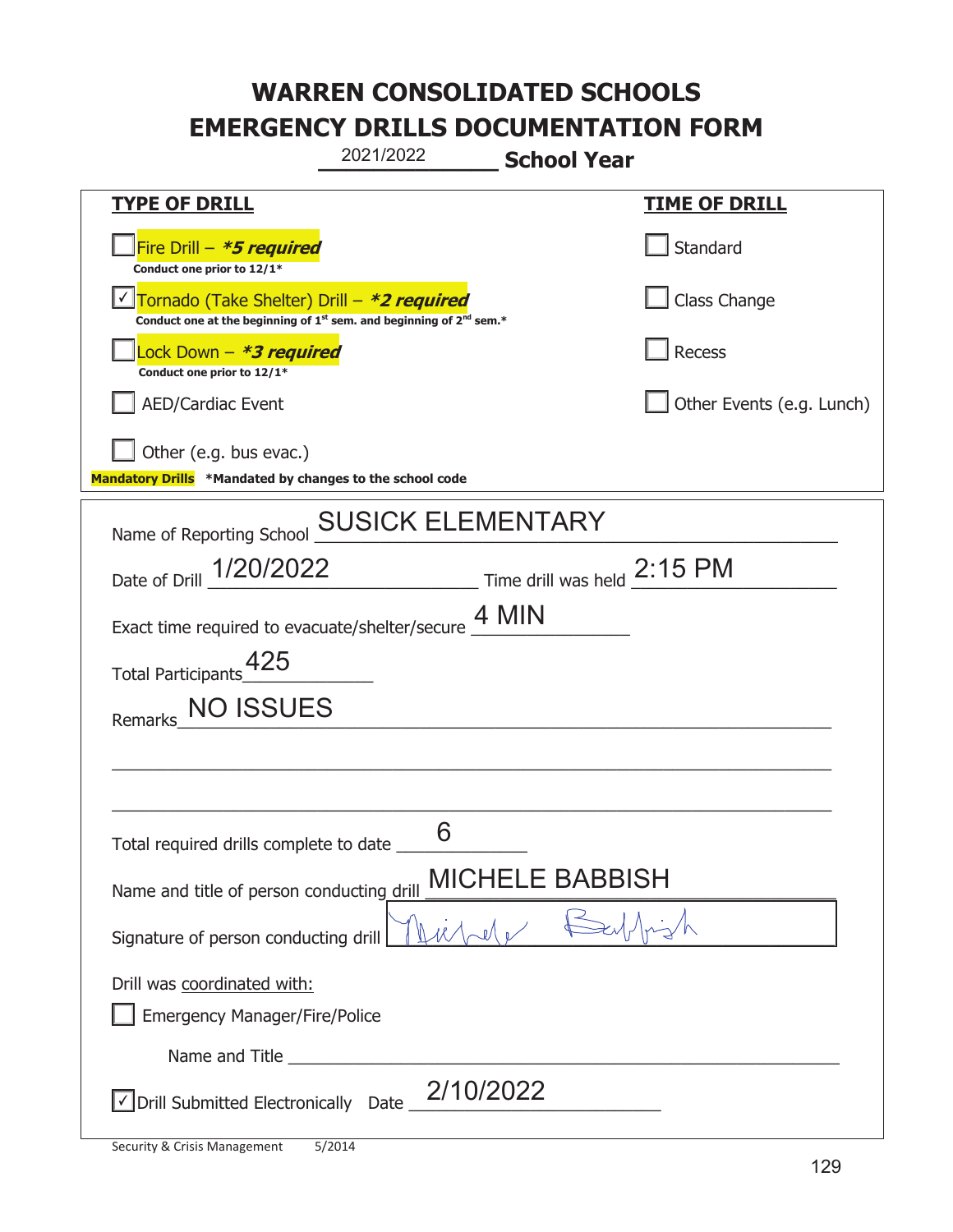# WARREN CONSOLIDATED SCHOOLS
# EMERGENCY DRILLS DOCUMENTATION FORM

2021/2022 **School Year**

| **TYPE OF DRILL** | **TIME OF DRILL** |
|---|---|
| ☐ Fire Drill – ***5 required** <br> **Conduct one prior to 12/1*** | ☐ Standard |
| ☑ Tornado (Take Shelter) Drill – ***2 required** <br> **Conduct one at the beginning of 1st sem. and beginning of 2nd sem.*** | ☐ Class Change |
| ☐ Lock Down – ***3 required** <br> **Conduct one prior to 12/1*** | ☐ Recess |
| ☐ AED/Cardiac Event | ☐ Other Events (e.g. Lunch) |
| ☐ Other (e.g. bus evac.) | |

**Mandatory Drills** ***Mandated by changes to the school code**

Name of Reporting School: SUSICK ELEMENTARY

Date of Drill: 1/20/2022 Time drill was held: 2:15 PM

Exact time required to evacuate/shelter/secure: 4 MIN

Total Participants: 425

Remarks: NO ISSUES

Total required drills complete to date: 6

Name and title of person conducting drill: MICHELE BABBISH

Signature of person conducting drill: Michele Babbish

Drill was coordinated with:

☐ Emergency Manager/Fire/Police

Name and Title ______________________

☑ Drill Submitted Electronically Date: 2/10/2022

Security & Crisis Management 5/2014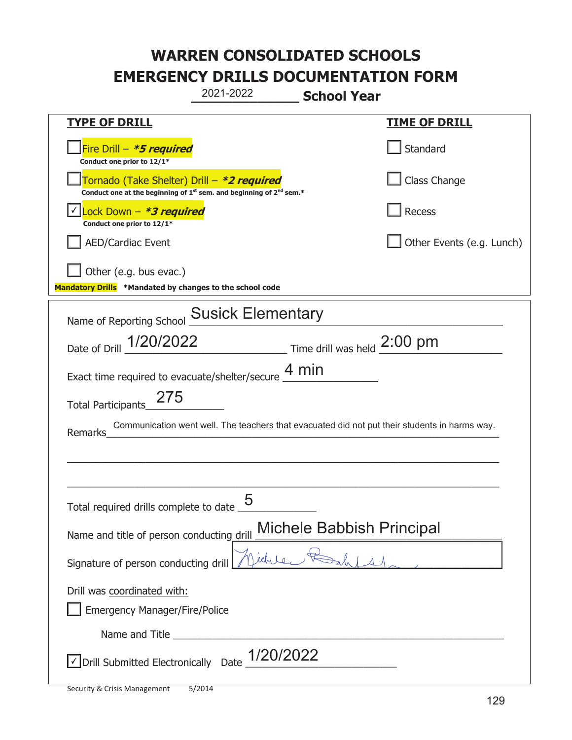# WARREN CONSOLIDATED SCHOOLS
# EMERGENCY DRILLS DOCUMENTATION FORM

2021-2022 **School Year**

| **TYPE OF DRILL** | **TIME OF DRILL** |
|---|---|
| ☐ Fire Drill – ***5 required*** <br> **Conduct one prior to 12/1*** | ☐ Standard |
| ☐ Tornado (Take Shelter) Drill – ***2 required*** <br> **Conduct one at the beginning of 1st sem. and beginning of 2nd sem.*** | ☐ Class Change |
| ☑ Lock Down – ***3 required*** <br> **Conduct one prior to 12/1*** | ☐ Recess |
| ☐ AED/Cardiac Event | ☐ Other Events (e.g. Lunch) |
| ☐ Other (e.g. bus evac.) | |

**Mandatory Drills** **\*Mandated by changes to the school code**

Name of Reporting School: Susick Elementary

Date of Drill: 1/20/2022 Time drill was held: 2:00 pm

Exact time required to evacuate/shelter/secure: 4 min

Total Participants: 275

Remarks: Communication went well. The teachers that evacuated did not put their students in harms way.

Total required drills complete to date: 5

Name and title of person conducting drill: Michele Babbish Principal

Signature of person conducting drill: *(signature)*

Drill was coordinated with:

☐ Emergency Manager/Fire/Police

Name and Title ______________________________

☑ Drill Submitted Electronically Date: 1/20/2022

Security & Crisis Management 5/2014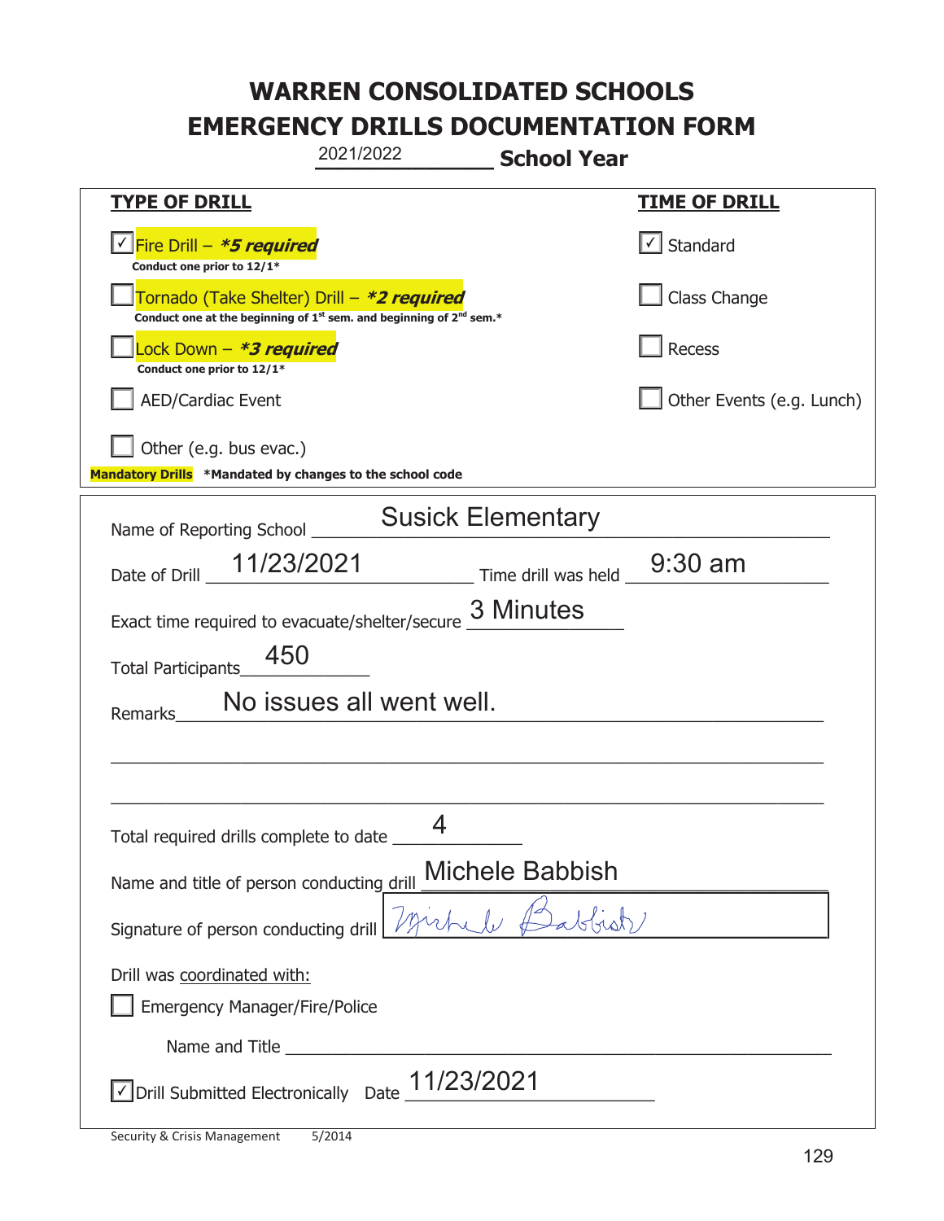# WARREN CONSOLIDATED SCHOOLS
# EMERGENCY DRILLS DOCUMENTATION FORM

2021/2022 **School Year**

| **TYPE OF DRILL** | **TIME OF DRILL** |
|---|---|
| ☑ Fire Drill – ***5 required*** <br> **Conduct one prior to 12/1*** | ☑ Standard |
| ☐ Tornado (Take Shelter) Drill – ***2 required*** <br> **Conduct one at the beginning of 1st sem. and beginning of 2nd sem.*** | ☐ Class Change |
| ☐ Lock Down – ***3 required*** <br> **Conduct one prior to 12/1*** | ☐ Recess |
| ☐ AED/Cardiac Event | ☐ Other Events (e.g. Lunch) |
| ☐ Other (e.g. bus evac.) | |

**Mandatory Drills** ***Mandated by changes to the school code**

Name of Reporting School: Susick Elementary

Date of Drill: 11/23/2021 Time drill was held: 9:30 am

Exact time required to evacuate/shelter/secure: 3 Minutes

Total Participants: 450

Remarks: No issues all went well.

Total required drills complete to date: 4

Name and title of person conducting drill: Michele Babbish

Signature of person conducting drill: Michele Babbish

Drill was coordinated with:

☐ Emergency Manager/Fire/Police

Name and Title: ______________________

☑ Drill Submitted Electronically Date: 11/23/2021

Security & Crisis Management 5/2014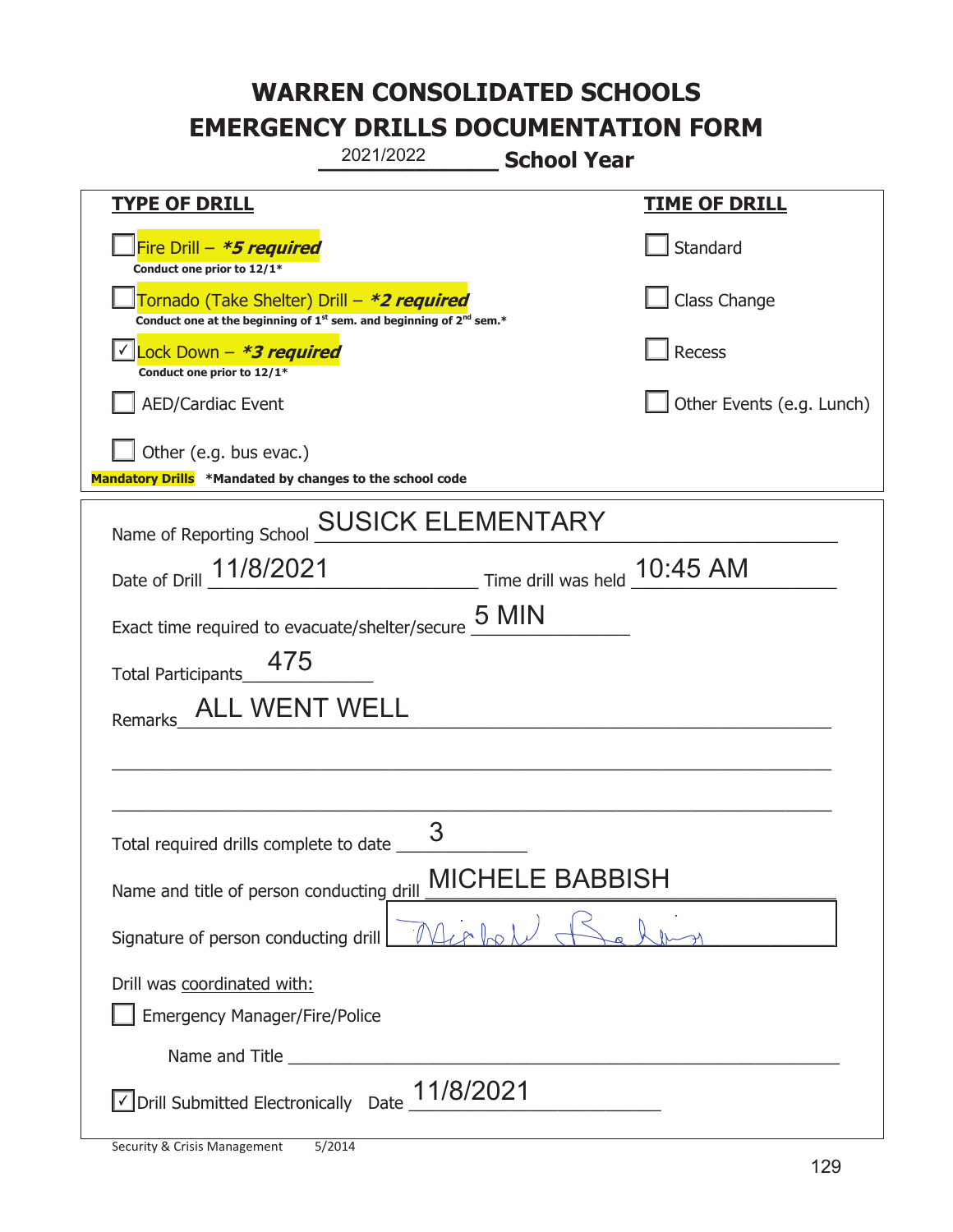# WARREN CONSOLIDATED SCHOOLS
# EMERGENCY DRILLS DOCUMENTATION FORM

2021/2022 **School Year**

| **TYPE OF DRILL** | **TIME OF DRILL** |
| --- | --- |
| ☐ Fire Drill – ***5 required*** <br> **Conduct one prior to 12/1*** | ☐ Standard |
| ☐ Tornado (Take Shelter) Drill – ***2 required*** <br> **Conduct one at the beginning of 1st sem. and beginning of 2nd sem.*** | ☐ Class Change |
| ☑ Lock Down – ***3 required*** <br> **Conduct one prior to 12/1*** | ☐ Recess |
| ☐ AED/Cardiac Event | ☐ Other Events (e.g. Lunch) |
| ☐ Other (e.g. bus evac.) | |

**Mandatory Drills** **\*Mandated by changes to the school code**

Name of Reporting School: SUSICK ELEMENTARY

Date of Drill: 11/8/2021 Time drill was held: 10:45 AM

Exact time required to evacuate/shelter/secure: 5 MIN

Total Participants: 475

Remarks: ALL WENT WELL

Total required drills complete to date: 3

Name and title of person conducting drill: MICHELE BABBISH

Signature of person conducting drill: Michele Babbish

Drill was coordinated with:

☐ Emergency Manager/Fire/Police

Name and Title ______________________

☑ Drill Submitted Electronically Date: 11/8/2021

Security & Crisis Management 5/2014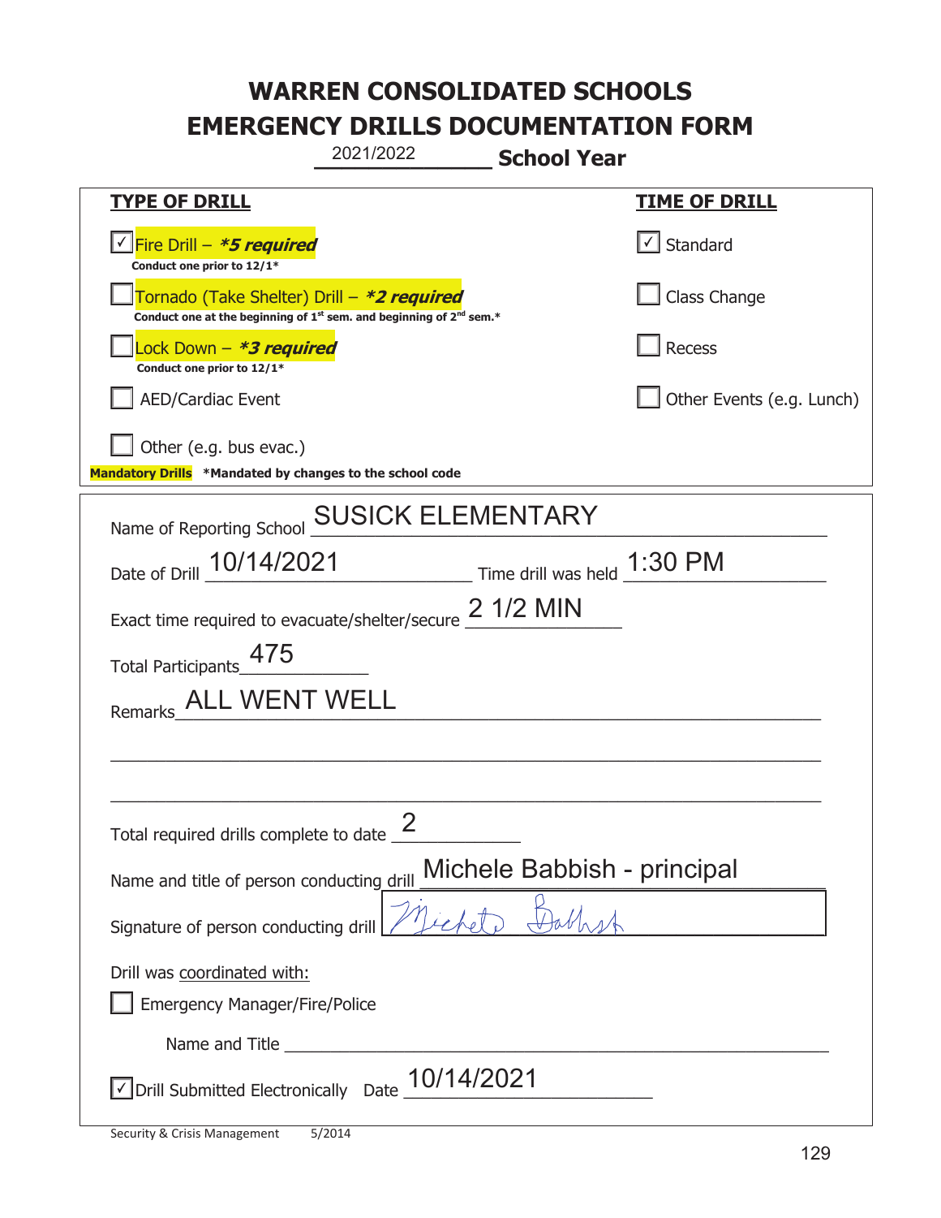# WARREN CONSOLIDATED SCHOOLS
# EMERGENCY DRILLS DOCUMENTATION FORM

2021/2022 **School Year**

| **TYPE OF DRILL** | **TIME OF DRILL** |
|---|---|
| ☑ Fire Drill – ***5 required*** <br> **Conduct one prior to 12/1*** | ☑ Standard |
| ☐ Tornado (Take Shelter) Drill – ***2 required*** <br> **Conduct one at the beginning of 1st sem. and beginning of 2nd sem.*** | ☐ Class Change |
| ☐ Lock Down – ***3 required*** <br> **Conduct one prior to 12/1*** | ☐ Recess |
| ☐ AED/Cardiac Event | ☐ Other Events (e.g. Lunch) |
| ☐ Other (e.g. bus evac.) | |

**Mandatory Drills** **\*Mandated by changes to the school code**

Name of Reporting School: SUSICK ELEMENTARY

Date of Drill: 10/14/2021 Time drill was held: 1:30 PM

Exact time required to evacuate/shelter/secure: 2 1/2 MIN

Total Participants: 475

Remarks: ALL WENT WELL

Total required drills complete to date: 2

Name and title of person conducting drill: Michele Babbish - principal

Signature of person conducting drill: Michele Babbish

Drill was coordinated with:

☐ Emergency Manager/Fire/Police

Name and Title ____________________

☑ Drill Submitted Electronically Date: 10/14/2021

Security & Crisis Management 5/2014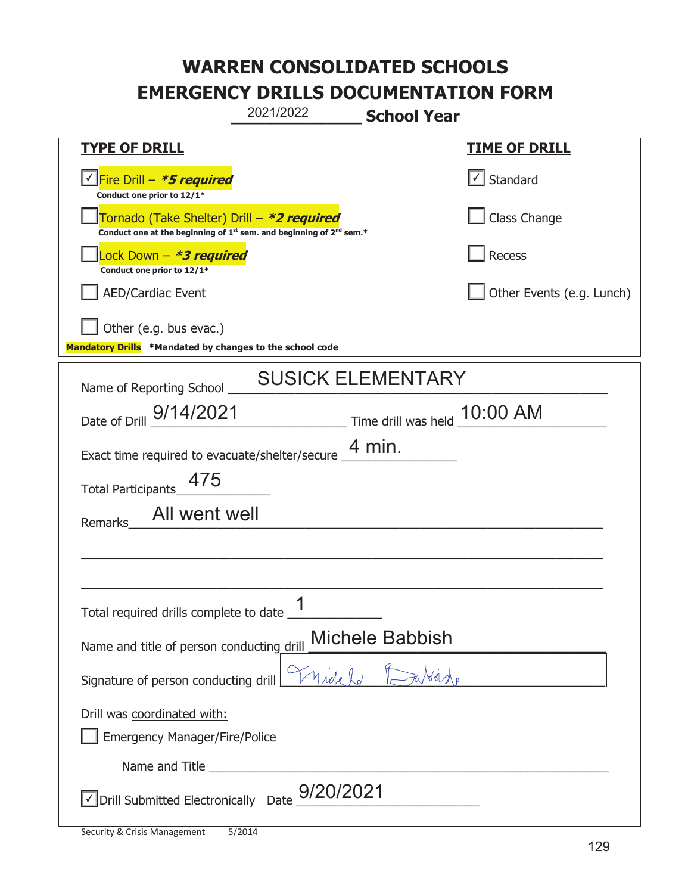# WARREN CONSOLIDATED SCHOOLS
# EMERGENCY DRILLS DOCUMENTATION FORM

2021/2022 **School Year**

| **TYPE OF DRILL** | **TIME OF DRILL** |
|---|---|
| ☑ Fire Drill – ***5 required*** <br> **Conduct one prior to 12/1*** | ☑ Standard |
| ☐ Tornado (Take Shelter) Drill – ***2 required*** <br> **Conduct one at the beginning of 1st sem. and beginning of 2nd sem.*** | ☐ Class Change |
| ☐ Lock Down – ***3 required*** <br> **Conduct one prior to 12/1*** | ☐ Recess |
| ☐ AED/Cardiac Event | ☐ Other Events (e.g. Lunch) |
| ☐ Other (e.g. bus evac.) | |

**Mandatory Drills** ***Mandated by changes to the school code**

Name of Reporting School: SUSICK ELEMENTARY

Date of Drill: 9/14/2021 Time drill was held: 10:00 AM

Exact time required to evacuate/shelter/secure: 4 min.

Total Participants: 475

Remarks: All went well

Total required drills complete to date: 1

Name and title of person conducting drill: Michele Babbish

Signature of person conducting drill: Michele Babbish

Drill was coordinated with:

☐ Emergency Manager/Fire/Police

Name and Title ______

☑ Drill Submitted Electronically Date 9/20/2021

Security & Crisis Management 5/2014